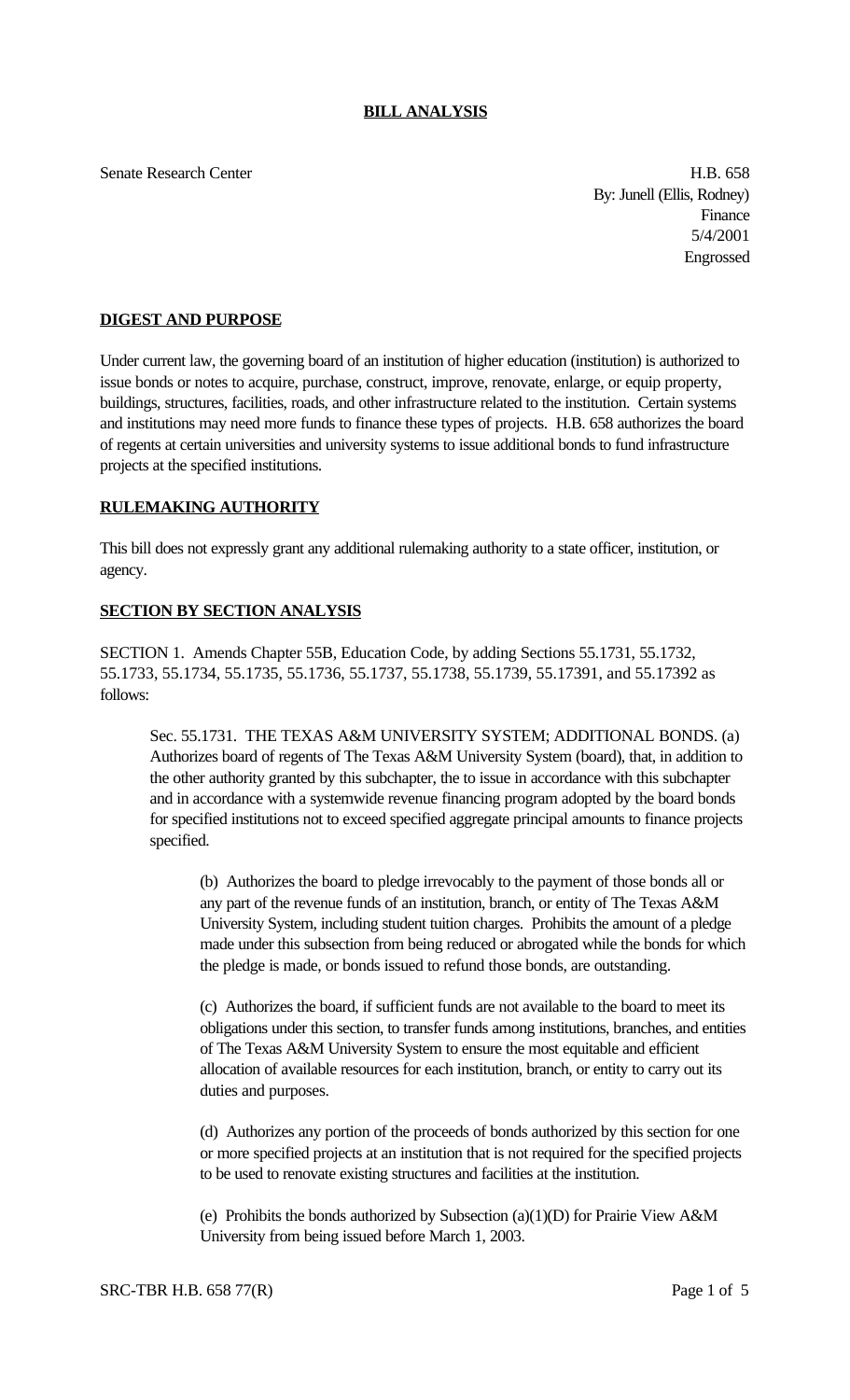**BILL ANALYSIS**

Senate Research Center

H.B. 658
By: Junell (Ellis, Rodney)
Finance
5/4/2001
Engrossed

**DIGEST AND PURPOSE**

Under current law, the governing board of an institution of higher education (institution) is authorized to issue bonds or notes to acquire, purchase, construct, improve, renovate, enlarge, or equip property, buildings, structures, facilities, roads, and other infrastructure related to the institution. Certain systems and institutions may need more funds to finance these types of projects. H.B. 658 authorizes the board of regents at certain universities and university systems to issue additional bonds to fund infrastructure projects at the specified institutions.

**RULEMAKING AUTHORITY**

This bill does not expressly grant any additional rulemaking authority to a state officer, institution, or agency.

**SECTION BY SECTION ANALYSIS**

SECTION 1. Amends Chapter 55B, Education Code, by adding Sections 55.1731, 55.1732, 55.1733, 55.1734, 55.1735, 55.1736, 55.1737, 55.1738, 55.1739, 55.17391, and 55.17392 as follows:

Sec. 55.1731. THE TEXAS A&M UNIVERSITY SYSTEM; ADDITIONAL BONDS. (a) Authorizes board of regents of The Texas A&M University System (board), that, in addition to the other authority granted by this subchapter, the to issue in accordance with this subchapter and in accordance with a systemwide revenue financing program adopted by the board bonds for specified institutions not to exceed specified aggregate principal amounts to finance projects specified.

(b) Authorizes the board to pledge irrevocably to the payment of those bonds all or any part of the revenue funds of an institution, branch, or entity of The Texas A&M University System, including student tuition charges. Prohibits the amount of a pledge made under this subsection from being reduced or abrogated while the bonds for which the pledge is made, or bonds issued to refund those bonds, are outstanding.

(c) Authorizes the board, if sufficient funds are not available to the board to meet its obligations under this section, to transfer funds among institutions, branches, and entities of The Texas A&M University System to ensure the most equitable and efficient allocation of available resources for each institution, branch, or entity to carry out its duties and purposes.

(d) Authorizes any portion of the proceeds of bonds authorized by this section for one or more specified projects at an institution that is not required for the specified projects to be used to renovate existing structures and facilities at the institution.

(e) Prohibits the bonds authorized by Subsection (a)(1)(D) for Prairie View A&M University from being issued before March 1, 2003.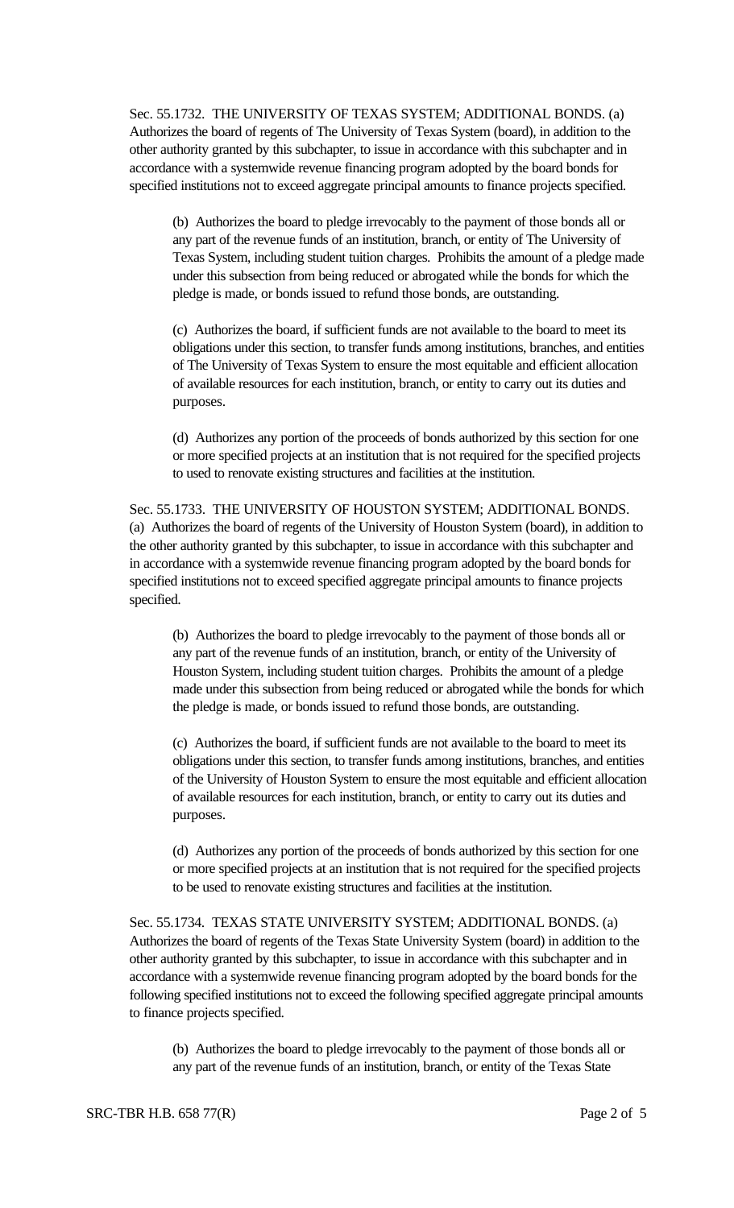Sec. 55.1732. THE UNIVERSITY OF TEXAS SYSTEM; ADDITIONAL BONDS. (a) Authorizes the board of regents of The University of Texas System (board), in addition to the other authority granted by this subchapter, to issue in accordance with this subchapter and in accordance with a systemwide revenue financing program adopted by the board bonds for specified institutions not to exceed aggregate principal amounts to finance projects specified.

(b) Authorizes the board to pledge irrevocably to the payment of those bonds all or any part of the revenue funds of an institution, branch, or entity of The University of Texas System, including student tuition charges. Prohibits the amount of a pledge made under this subsection from being reduced or abrogated while the bonds for which the pledge is made, or bonds issued to refund those bonds, are outstanding.

(c) Authorizes the board, if sufficient funds are not available to the board to meet its obligations under this section, to transfer funds among institutions, branches, and entities of The University of Texas System to ensure the most equitable and efficient allocation of available resources for each institution, branch, or entity to carry out its duties and purposes.

(d) Authorizes any portion of the proceeds of bonds authorized by this section for one or more specified projects at an institution that is not required for the specified projects to used to renovate existing structures and facilities at the institution.

Sec. 55.1733. THE UNIVERSITY OF HOUSTON SYSTEM; ADDITIONAL BONDS. (a) Authorizes the board of regents of the University of Houston System (board), in addition to the other authority granted by this subchapter, to issue in accordance with this subchapter and in accordance with a systemwide revenue financing program adopted by the board bonds for specified institutions not to exceed specified aggregate principal amounts to finance projects specified.

(b) Authorizes the board to pledge irrevocably to the payment of those bonds all or any part of the revenue funds of an institution, branch, or entity of the University of Houston System, including student tuition charges. Prohibits the amount of a pledge made under this subsection from being reduced or abrogated while the bonds for which the pledge is made, or bonds issued to refund those bonds, are outstanding.

(c) Authorizes the board, if sufficient funds are not available to the board to meet its obligations under this section, to transfer funds among institutions, branches, and entities of the University of Houston System to ensure the most equitable and efficient allocation of available resources for each institution, branch, or entity to carry out its duties and purposes.

(d) Authorizes any portion of the proceeds of bonds authorized by this section for one or more specified projects at an institution that is not required for the specified projects to be used to renovate existing structures and facilities at the institution.

Sec. 55.1734. TEXAS STATE UNIVERSITY SYSTEM; ADDITIONAL BONDS. (a) Authorizes the board of regents of the Texas State University System (board) in addition to the other authority granted by this subchapter, to issue in accordance with this subchapter and in accordance with a systemwide revenue financing program adopted by the board bonds for the following specified institutions not to exceed the following specified aggregate principal amounts to finance projects specified.

(b) Authorizes the board to pledge irrevocably to the payment of those bonds all or any part of the revenue funds of an institution, branch, or entity of the Texas State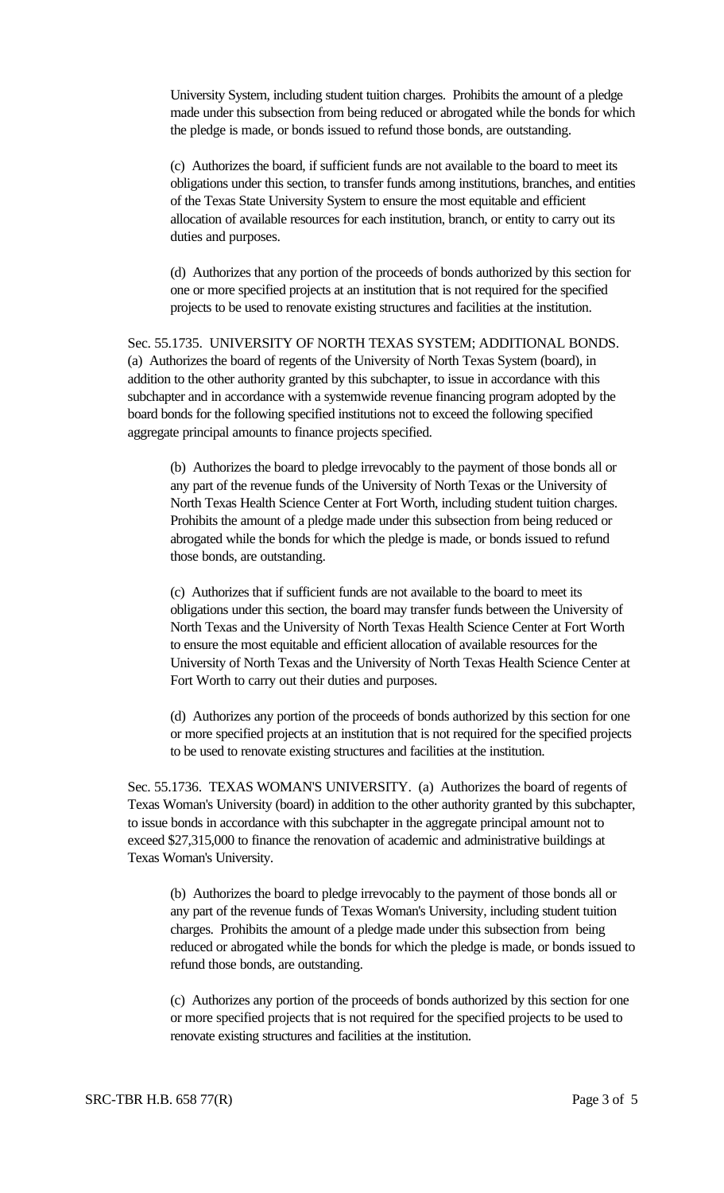University System, including student tuition charges. Prohibits the amount of a pledge made under this subsection from being reduced or abrogated while the bonds for which the pledge is made, or bonds issued to refund those bonds, are outstanding.

(c) Authorizes the board, if sufficient funds are not available to the board to meet its obligations under this section, to transfer funds among institutions, branches, and entities of the Texas State University System to ensure the most equitable and efficient allocation of available resources for each institution, branch, or entity to carry out its duties and purposes.

(d) Authorizes that any portion of the proceeds of bonds authorized by this section for one or more specified projects at an institution that is not required for the specified projects to be used to renovate existing structures and facilities at the institution.

Sec. 55.1735. UNIVERSITY OF NORTH TEXAS SYSTEM; ADDITIONAL BONDS. (a) Authorizes the board of regents of the University of North Texas System (board), in addition to the other authority granted by this subchapter, to issue in accordance with this subchapter and in accordance with a systemwide revenue financing program adopted by the board bonds for the following specified institutions not to exceed the following specified aggregate principal amounts to finance projects specified.

(b) Authorizes the board to pledge irrevocably to the payment of those bonds all or any part of the revenue funds of the University of North Texas or the University of North Texas Health Science Center at Fort Worth, including student tuition charges. Prohibits the amount of a pledge made under this subsection from being reduced or abrogated while the bonds for which the pledge is made, or bonds issued to refund those bonds, are outstanding.

(c) Authorizes that if sufficient funds are not available to the board to meet its obligations under this section, the board may transfer funds between the University of North Texas and the University of North Texas Health Science Center at Fort Worth to ensure the most equitable and efficient allocation of available resources for the University of North Texas and the University of North Texas Health Science Center at Fort Worth to carry out their duties and purposes.

(d) Authorizes any portion of the proceeds of bonds authorized by this section for one or more specified projects at an institution that is not required for the specified projects to be used to renovate existing structures and facilities at the institution.

Sec. 55.1736. TEXAS WOMAN'S UNIVERSITY. (a) Authorizes the board of regents of Texas Woman's University (board) in addition to the other authority granted by this subchapter, to issue bonds in accordance with this subchapter in the aggregate principal amount not to exceed $27,315,000 to finance the renovation of academic and administrative buildings at Texas Woman's University.

(b) Authorizes the board to pledge irrevocably to the payment of those bonds all or any part of the revenue funds of Texas Woman's University, including student tuition charges. Prohibits the amount of a pledge made under this subsection from being reduced or abrogated while the bonds for which the pledge is made, or bonds issued to refund those bonds, are outstanding.

(c) Authorizes any portion of the proceeds of bonds authorized by this section for one or more specified projects that is not required for the specified projects to be used to renovate existing structures and facilities at the institution.

SRC-TBR H.B. 658 77(R)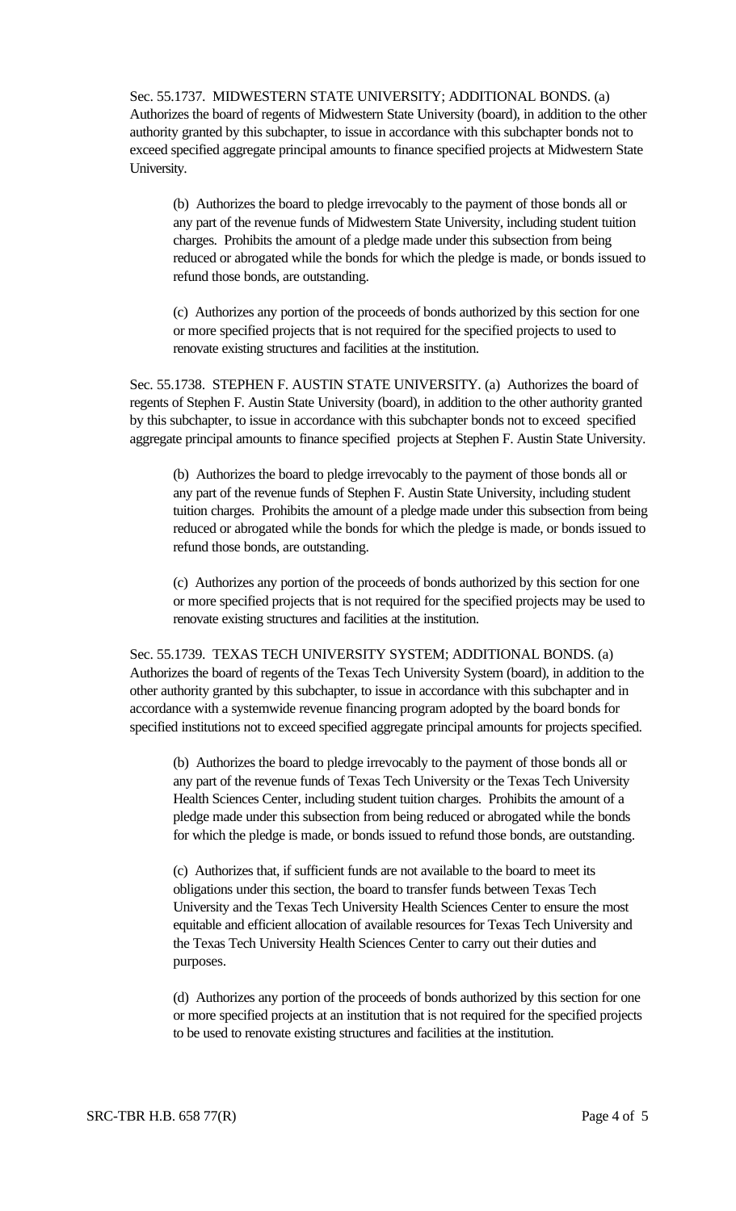Sec. 55.1737. MIDWESTERN STATE UNIVERSITY; ADDITIONAL BONDS. (a) Authorizes the board of regents of Midwestern State University (board), in addition to the other authority granted by this subchapter, to issue in accordance with this subchapter bonds not to exceed specified aggregate principal amounts to finance specified projects at Midwestern State University.

(b) Authorizes the board to pledge irrevocably to the payment of those bonds all or any part of the revenue funds of Midwestern State University, including student tuition charges. Prohibits the amount of a pledge made under this subsection from being reduced or abrogated while the bonds for which the pledge is made, or bonds issued to refund those bonds, are outstanding.

(c) Authorizes any portion of the proceeds of bonds authorized by this section for one or more specified projects that is not required for the specified projects to used to renovate existing structures and facilities at the institution.

Sec. 55.1738. STEPHEN F. AUSTIN STATE UNIVERSITY. (a) Authorizes the board of regents of Stephen F. Austin State University (board), in addition to the other authority granted by this subchapter, to issue in accordance with this subchapter bonds not to exceed specified aggregate principal amounts to finance specified projects at Stephen F. Austin State University.

(b) Authorizes the board to pledge irrevocably to the payment of those bonds all or any part of the revenue funds of Stephen F. Austin State University, including student tuition charges. Prohibits the amount of a pledge made under this subsection from being reduced or abrogated while the bonds for which the pledge is made, or bonds issued to refund those bonds, are outstanding.

(c) Authorizes any portion of the proceeds of bonds authorized by this section for one or more specified projects that is not required for the specified projects may be used to renovate existing structures and facilities at the institution.

Sec. 55.1739. TEXAS TECH UNIVERSITY SYSTEM; ADDITIONAL BONDS. (a) Authorizes the board of regents of the Texas Tech University System (board), in addition to the other authority granted by this subchapter, to issue in accordance with this subchapter and in accordance with a systemwide revenue financing program adopted by the board bonds for specified institutions not to exceed specified aggregate principal amounts for projects specified.

(b) Authorizes the board to pledge irrevocably to the payment of those bonds all or any part of the revenue funds of Texas Tech University or the Texas Tech University Health Sciences Center, including student tuition charges. Prohibits the amount of a pledge made under this subsection from being reduced or abrogated while the bonds for which the pledge is made, or bonds issued to refund those bonds, are outstanding.

(c) Authorizes that, if sufficient funds are not available to the board to meet its obligations under this section, the board to transfer funds between Texas Tech University and the Texas Tech University Health Sciences Center to ensure the most equitable and efficient allocation of available resources for Texas Tech University and the Texas Tech University Health Sciences Center to carry out their duties and purposes.

(d) Authorizes any portion of the proceeds of bonds authorized by this section for one or more specified projects at an institution that is not required for the specified projects to be used to renovate existing structures and facilities at the institution.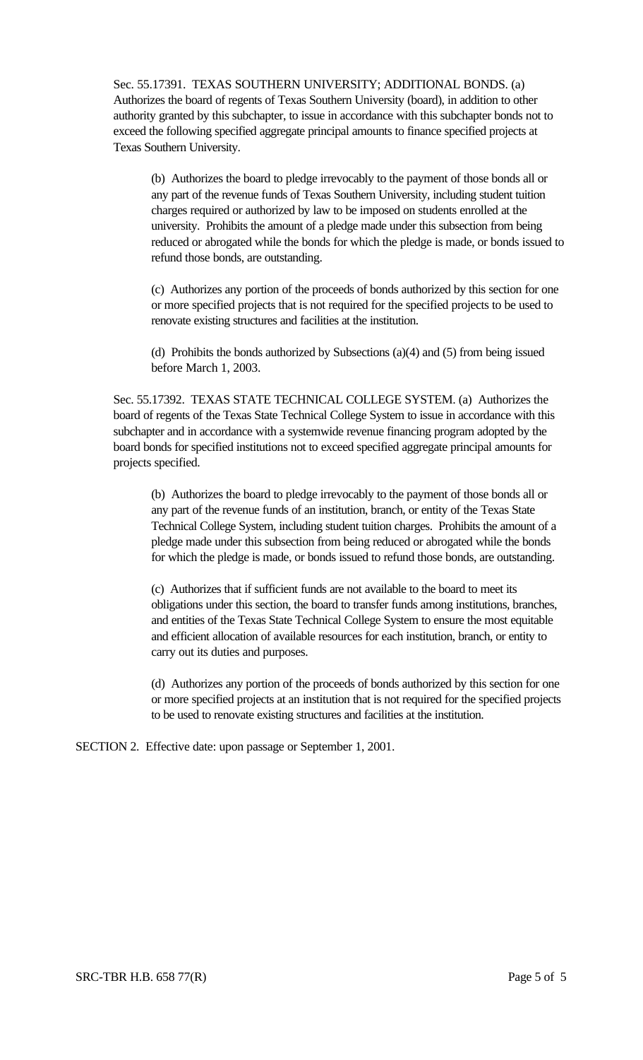Sec. 55.17391. TEXAS SOUTHERN UNIVERSITY; ADDITIONAL BONDS. (a) Authorizes the board of regents of Texas Southern University (board), in addition to other authority granted by this subchapter, to issue in accordance with this subchapter bonds not to exceed the following specified aggregate principal amounts to finance specified projects at Texas Southern University.

(b) Authorizes the board to pledge irrevocably to the payment of those bonds all or any part of the revenue funds of Texas Southern University, including student tuition charges required or authorized by law to be imposed on students enrolled at the university. Prohibits the amount of a pledge made under this subsection from being reduced or abrogated while the bonds for which the pledge is made, or bonds issued to refund those bonds, are outstanding.

(c) Authorizes any portion of the proceeds of bonds authorized by this section for one or more specified projects that is not required for the specified projects to be used to renovate existing structures and facilities at the institution.

(d) Prohibits the bonds authorized by Subsections (a)(4) and (5) from being issued before March 1, 2003.

Sec. 55.17392. TEXAS STATE TECHNICAL COLLEGE SYSTEM. (a) Authorizes the board of regents of the Texas State Technical College System to issue in accordance with this subchapter and in accordance with a systemwide revenue financing program adopted by the board bonds for specified institutions not to exceed specified aggregate principal amounts for projects specified.

(b) Authorizes the board to pledge irrevocably to the payment of those bonds all or any part of the revenue funds of an institution, branch, or entity of the Texas State Technical College System, including student tuition charges. Prohibits the amount of a pledge made under this subsection from being reduced or abrogated while the bonds for which the pledge is made, or bonds issued to refund those bonds, are outstanding.

(c) Authorizes that if sufficient funds are not available to the board to meet its obligations under this section, the board to transfer funds among institutions, branches, and entities of the Texas State Technical College System to ensure the most equitable and efficient allocation of available resources for each institution, branch, or entity to carry out its duties and purposes.

(d) Authorizes any portion of the proceeds of bonds authorized by this section for one or more specified projects at an institution that is not required for the specified projects to be used to renovate existing structures and facilities at the institution.

SECTION 2. Effective date: upon passage or September 1, 2001.